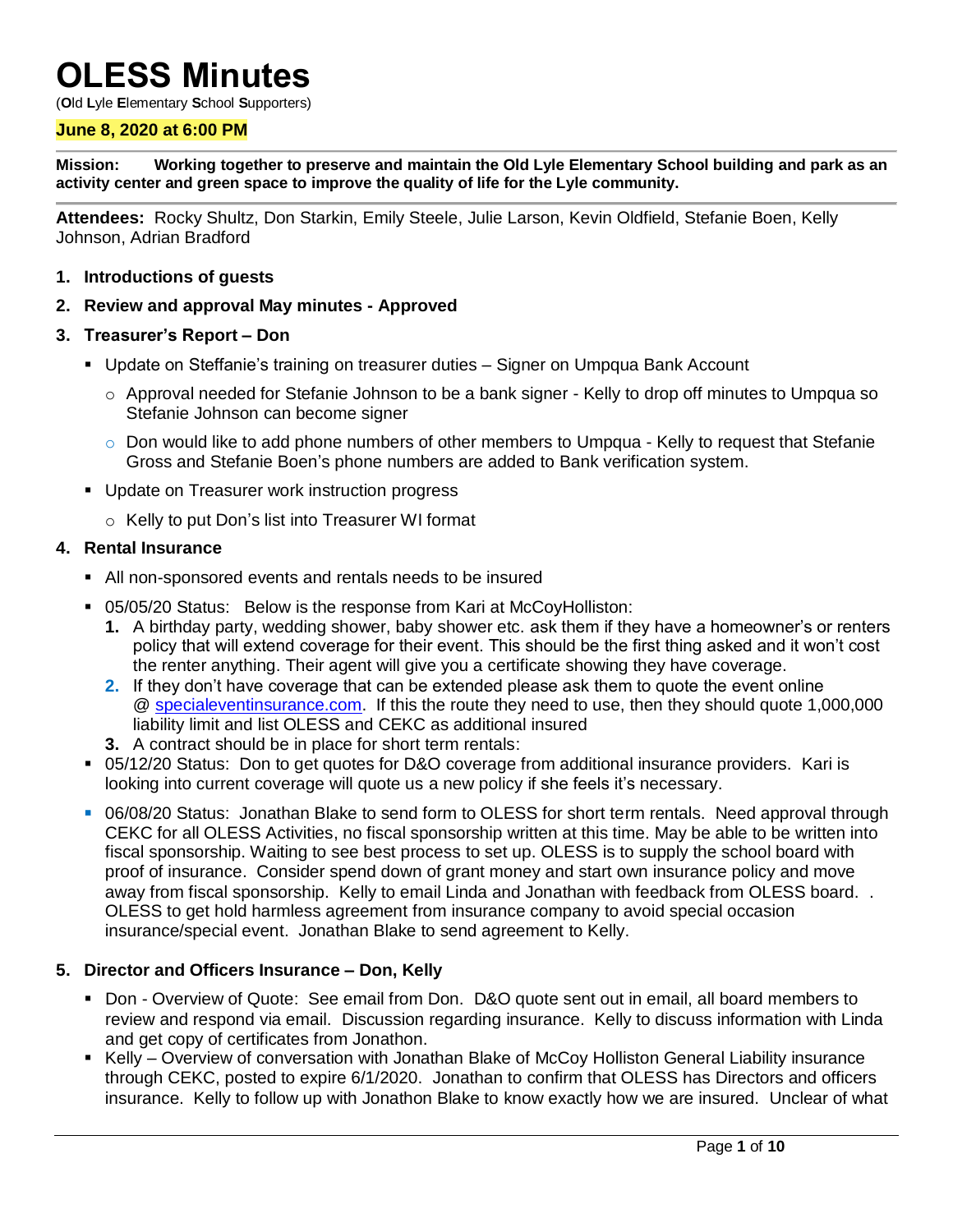# OLESS Minutes

(**O**ld **L**yle **E**lementary **S**chool **S**upporters)

**June 8, 2020 at 6:00 PM**

---

**Mission: Working together to preserve and maintain the Old Lyle Elementary School building and park as an activity center and green space to improve the quality of life for the Lyle community.**

---

**Attendees:** Rocky Shultz, Don Starkin, Emily Steele, Julie Larson, Kevin Oldfield, Stefanie Boen, Kelly Johnson, Adrian Bradford

1. **Introductions of guests**
2. **Review and approval May minutes - Approved**
3. **Treasurer's Report – Don**
   - Update on Steffanie's training on treasurer duties – Signer on Umpqua Bank Account
     - Approval needed for Stefanie Johnson to be a bank signer - Kelly to drop off minutes to Umpqua so Stefanie Johnson can become signer
     - Don would like to add phone numbers of other members to Umpqua - Kelly to request that Stefanie Gross and Stefanie Boen's phone numbers are added to Bank verification system.
   - Update on Treasurer work instruction progress
     - Kelly to put Don's list into Treasurer WI format
4. **Rental Insurance**
   - All non-sponsored events and rentals needs to be insured
   - 05/05/20 Status: Below is the response from Kari at McCoyHolliston:
     1. A birthday party, wedding shower, baby shower etc. ask them if they have a homeowner's or renters policy that will extend coverage for their event. This should be the first thing asked and it won't cost the renter anything. Their agent will give you a certificate showing they have coverage.
     2. If they don't have coverage that can be extended please ask them to quote the event online @ specialeventinsurance.com. If this the route they need to use, then they should quote 1,000,000 liability limit and list OLESS and CEKC as additional insured
     3. A contract should be in place for short term rentals:
   - 05/12/20 Status: Don to get quotes for D&O coverage from additional insurance providers. Kari is looking into current coverage will quote us a new policy if she feels it's necessary.
   - 06/08/20 Status: Jonathan Blake to send form to OLESS for short term rentals. Need approval through CEKC for all OLESS Activities, no fiscal sponsorship written at this time. May be able to be written into fiscal sponsorship. Waiting to see best process to set up. OLESS is to supply the school board with proof of insurance. Consider spend down of grant money and start own insurance policy and move away from fiscal sponsorship. Kelly to email Linda and Jonathan with feedback from OLESS board. . OLESS to get hold harmless agreement from insurance company to avoid special occasion insurance/special event. Jonathan Blake to send agreement to Kelly.
5. **Director and Officers Insurance – Don, Kelly**
   - Don - Overview of Quote: See email from Don. D&O quote sent out in email, all board members to review and respond via email. Discussion regarding insurance. Kelly to discuss information with Linda and get copy of certificates from Jonathon.
   - Kelly – Overview of conversation with Jonathan Blake of McCoy Holliston General Liability insurance through CEKC, posted to expire 6/1/2020. Jonathan to confirm that OLESS has Directors and officers insurance. Kelly to follow up with Jonathon Blake to know exactly how we are insured. Unclear of what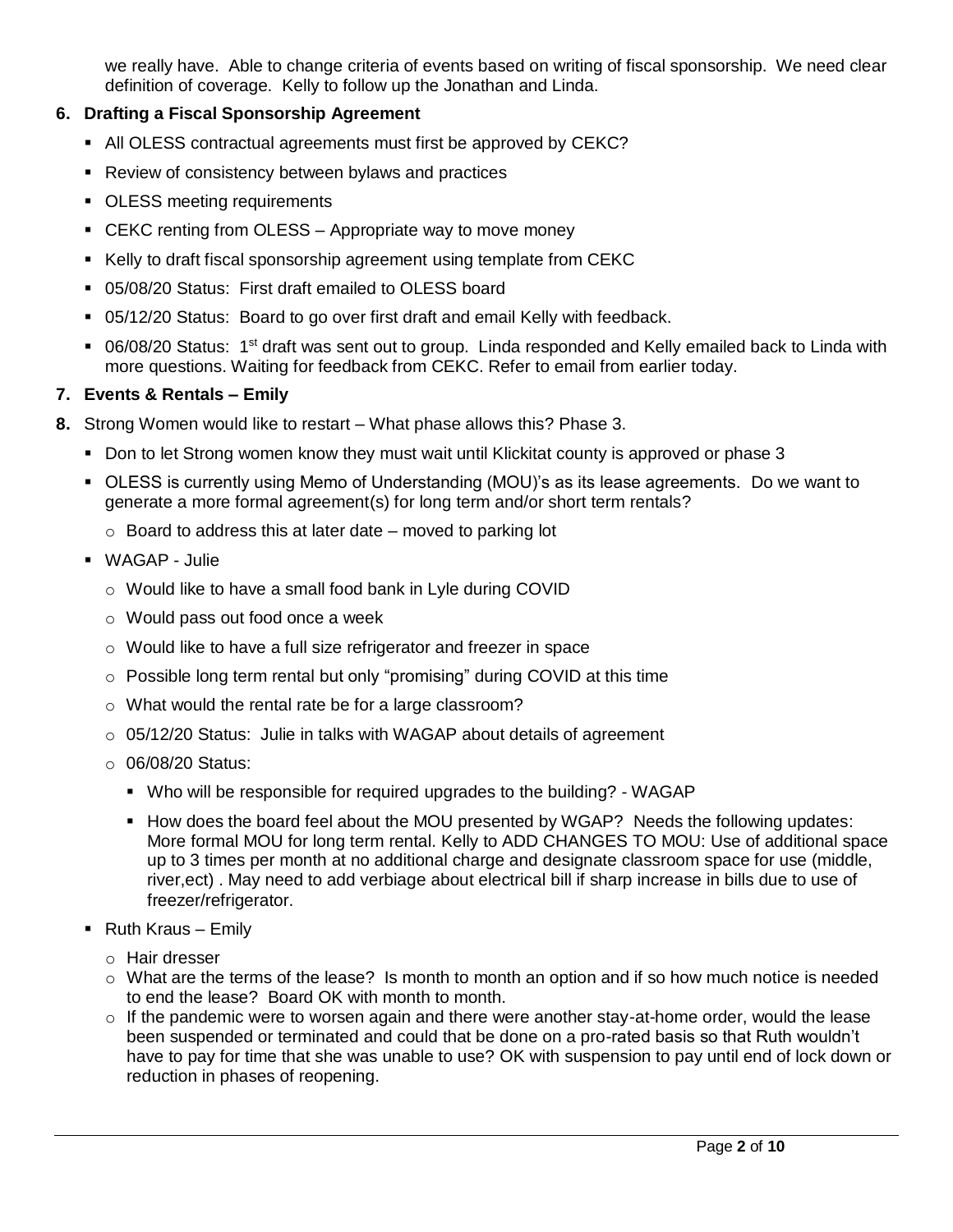we really have. Able to change criteria of events based on writing of fiscal sponsorship. We need clear definition of coverage. Kelly to follow up the Jonathan and Linda.

**6. Drafting a Fiscal Sponsorship Agreement**

- All OLESS contractual agreements must first be approved by CEKC?
- Review of consistency between bylaws and practices
- OLESS meeting requirements
- CEKC renting from OLESS – Appropriate way to move money
- Kelly to draft fiscal sponsorship agreement using template from CEKC
- 05/08/20 Status: First draft emailed to OLESS board
- 05/12/20 Status: Board to go over first draft and email Kelly with feedback.
- 06/08/20 Status: 1st draft was sent out to group. Linda responded and Kelly emailed back to Linda with more questions. Waiting for feedback from CEKC. Refer to email from earlier today.

**7. Events & Rentals – Emily**

**8.** Strong Women would like to restart – What phase allows this? Phase 3.

- Don to let Strong women know they must wait until Klickitat county is approved or phase 3
- OLESS is currently using Memo of Understanding (MOU)'s as its lease agreements. Do we want to generate a more formal agreement(s) for long term and/or short term rentals?
  - Board to address this at later date – moved to parking lot
- WAGAP - Julie
  - Would like to have a small food bank in Lyle during COVID
  - Would pass out food once a week
  - Would like to have a full size refrigerator and freezer in space
  - Possible long term rental but only "promising" during COVID at this time
  - What would the rental rate be for a large classroom?
  - 05/12/20 Status: Julie in talks with WAGAP about details of agreement
  - 06/08/20 Status:
    - Who will be responsible for required upgrades to the building? - WAGAP
    - How does the board feel about the MOU presented by WGAP? Needs the following updates: More formal MOU for long term rental. Kelly to ADD CHANGES TO MOU: Use of additional space up to 3 times per month at no additional charge and designate classroom space for use (middle, river,ect) . May need to add verbiage about electrical bill if sharp increase in bills due to use of freezer/refrigerator.
- Ruth Kraus – Emily
  - Hair dresser
  - What are the terms of the lease? Is month to month an option and if so how much notice is needed to end the lease? Board OK with month to month.
  - If the pandemic were to worsen again and there were another stay-at-home order, would the lease been suspended or terminated and could that be done on a pro-rated basis so that Ruth wouldn't have to pay for time that she was unable to use? OK with suspension to pay until end of lock down or reduction in phases of reopening.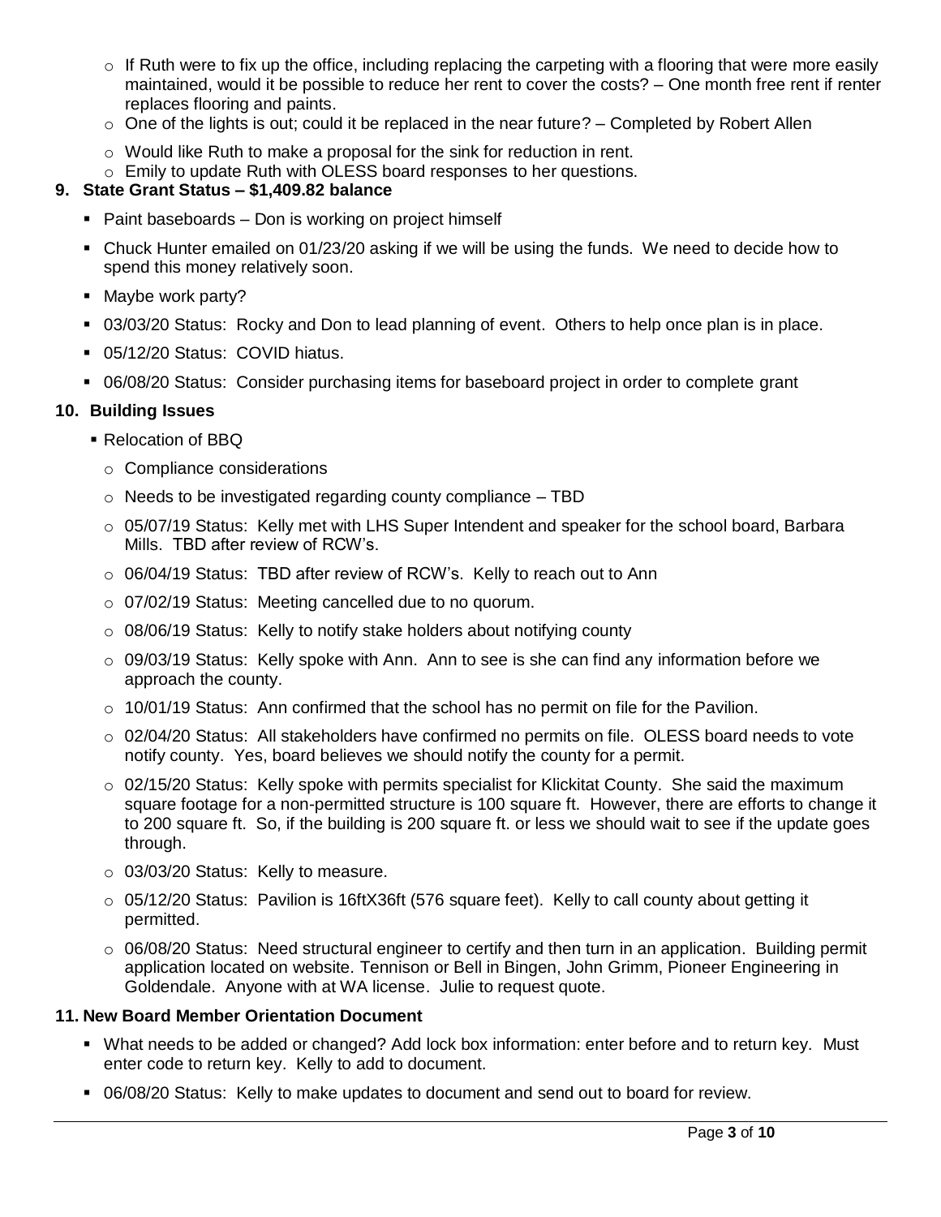- If Ruth were to fix up the office, including replacing the carpeting with a flooring that were more easily maintained, would it be possible to reduce her rent to cover the costs? – One month free rent if renter replaces flooring and paints.
- One of the lights is out; could it be replaced in the near future? – Completed by Robert Allen
- Would like Ruth to make a proposal for the sink for reduction in rent.
- Emily to update Ruth with OLESS board responses to her questions.

### 9. State Grant Status – $1,409.82 balance

- Paint baseboards – Don is working on project himself
- Chuck Hunter emailed on 01/23/20 asking if we will be using the funds. We need to decide how to spend this money relatively soon.
- Maybe work party?
- 03/03/20 Status: Rocky and Don to lead planning of event. Others to help once plan is in place.
- 05/12/20 Status: COVID hiatus.
- 06/08/20 Status: Consider purchasing items for baseboard project in order to complete grant

### 10. Building Issues

- Relocation of BBQ
  - Compliance considerations
  - Needs to be investigated regarding county compliance – TBD
  - 05/07/19 Status: Kelly met with LHS Super Intendent and speaker for the school board, Barbara Mills. TBD after review of RCW's.
  - 06/04/19 Status: TBD after review of RCW's. Kelly to reach out to Ann
  - 07/02/19 Status: Meeting cancelled due to no quorum.
  - 08/06/19 Status: Kelly to notify stake holders about notifying county
  - 09/03/19 Status: Kelly spoke with Ann. Ann to see is she can find any information before we approach the county.
  - 10/01/19 Status: Ann confirmed that the school has no permit on file for the Pavilion.
  - 02/04/20 Status: All stakeholders have confirmed no permits on file. OLESS board needs to vote notify county. Yes, board believes we should notify the county for a permit.
  - 02/15/20 Status: Kelly spoke with permits specialist for Klickitat County. She said the maximum square footage for a non-permitted structure is 100 square ft. However, there are efforts to change it to 200 square ft. So, if the building is 200 square ft. or less we should wait to see if the update goes through.
  - 03/03/20 Status: Kelly to measure.
  - 05/12/20 Status: Pavilion is 16ftX36ft (576 square feet). Kelly to call county about getting it permitted.
  - 06/08/20 Status: Need structural engineer to certify and then turn in an application. Building permit application located on website. Tennison or Bell in Bingen, John Grimm, Pioneer Engineering in Goldendale. Anyone with at WA license. Julie to request quote.

### 11. New Board Member Orientation Document

- What needs to be added or changed? Add lock box information: enter before and to return key. Must enter code to return key. Kelly to add to document.
- 06/08/20 Status: Kelly to make updates to document and send out to board for review.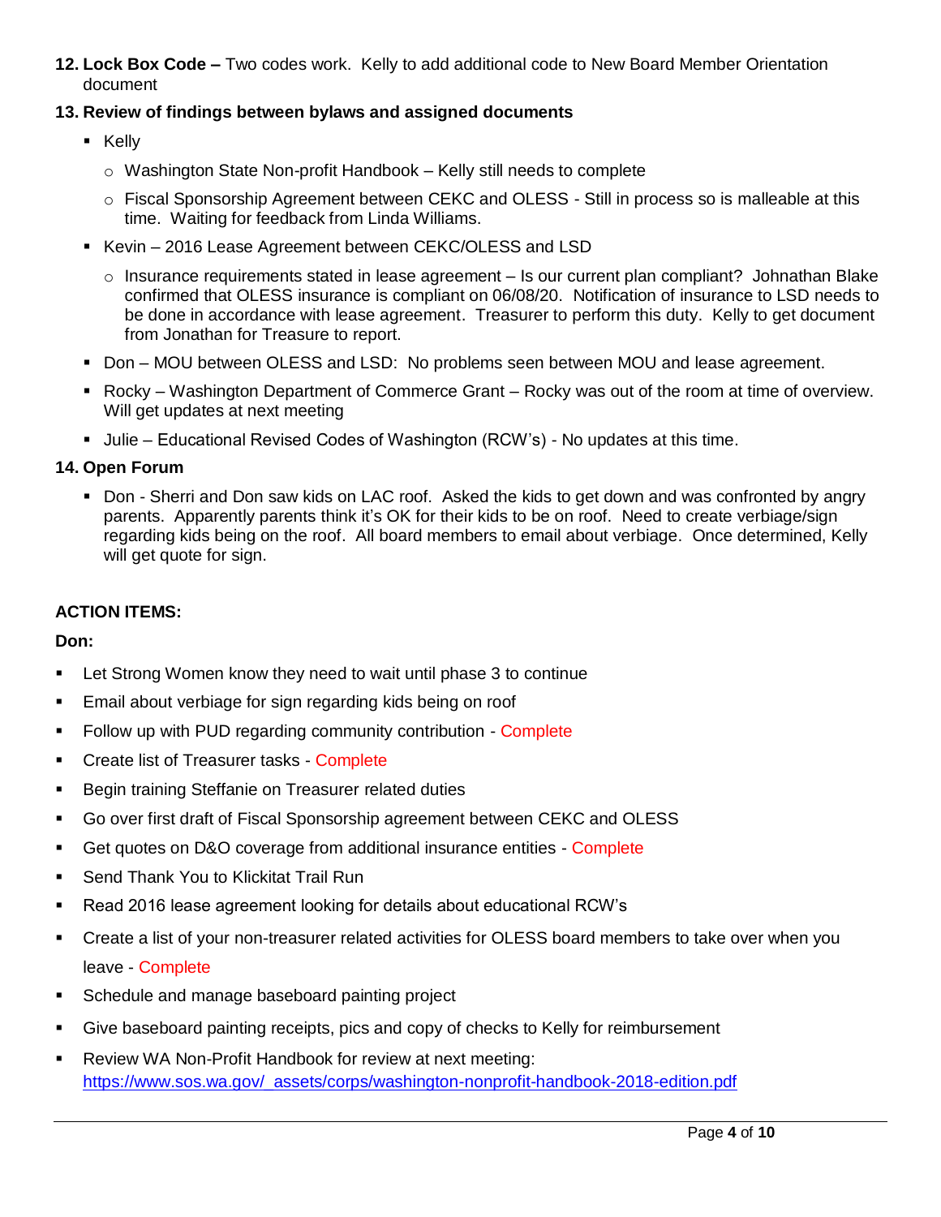12. **Lock Box Code –** Two codes work. Kelly to add additional code to New Board Member Orientation document

13. **Review of findings between bylaws and assigned documents**

   - Kelly
     - Washington State Non-profit Handbook – Kelly still needs to complete
     - Fiscal Sponsorship Agreement between CEKC and OLESS - Still in process so is malleable at this time. Waiting for feedback from Linda Williams.
   - Kevin – 2016 Lease Agreement between CEKC/OLESS and LSD
     - Insurance requirements stated in lease agreement – Is our current plan compliant? Johnathan Blake confirmed that OLESS insurance is compliant on 06/08/20. Notification of insurance to LSD needs to be done in accordance with lease agreement. Treasurer to perform this duty. Kelly to get document from Jonathan for Treasure to report.
   - Don – MOU between OLESS and LSD: No problems seen between MOU and lease agreement.
   - Rocky – Washington Department of Commerce Grant – Rocky was out of the room at time of overview. Will get updates at next meeting
   - Julie – Educational Revised Codes of Washington (RCW's) - No updates at this time.

14. **Open Forum**

   - Don - Sherri and Don saw kids on LAC roof. Asked the kids to get down and was confronted by angry parents. Apparently parents think it's OK for their kids to be on roof. Need to create verbiage/sign regarding kids being on the roof. All board members to email about verbiage. Once determined, Kelly will get quote for sign.

**ACTION ITEMS:**

**Don:**

- Let Strong Women know they need to wait until phase 3 to continue
- Email about verbiage for sign regarding kids being on roof
- Follow up with PUD regarding community contribution - Complete
- Create list of Treasurer tasks - Complete
- Begin training Steffanie on Treasurer related duties
- Go over first draft of Fiscal Sponsorship agreement between CEKC and OLESS
- Get quotes on D&O coverage from additional insurance entities - Complete
- Send Thank You to Klickitat Trail Run
- Read 2016 lease agreement looking for details about educational RCW's
- Create a list of your non-treasurer related activities for OLESS board members to take over when you leave - Complete
- Schedule and manage baseboard painting project
- Give baseboard painting receipts, pics and copy of checks to Kelly for reimbursement
- Review WA Non-Profit Handbook for review at next meeting: https://www.sos.wa.gov/_assets/corps/washington-nonprofit-handbook-2018-edition.pdf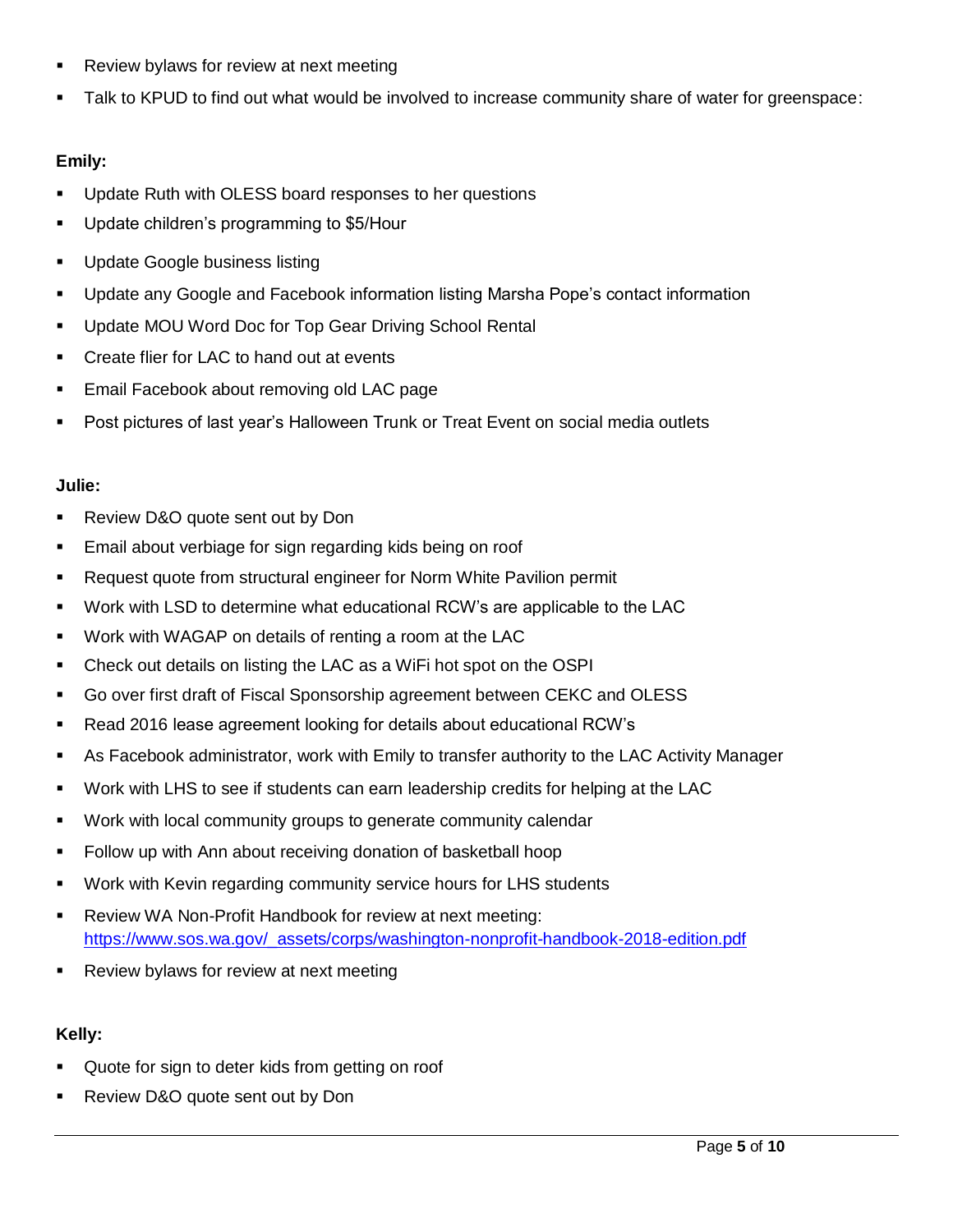- Review bylaws for review at next meeting
- Talk to KPUD to find out what would be involved to increase community share of water for greenspace:

**Emily:**

- Update Ruth with OLESS board responses to her questions
- Update children's programming to $5/Hour
- Update Google business listing
- Update any Google and Facebook information listing Marsha Pope's contact information
- Update MOU Word Doc for Top Gear Driving School Rental
- Create flier for LAC to hand out at events
- Email Facebook about removing old LAC page
- Post pictures of last year's Halloween Trunk or Treat Event on social media outlets

**Julie:**

- Review D&O quote sent out by Don
- Email about verbiage for sign regarding kids being on roof
- Request quote from structural engineer for Norm White Pavilion permit
- Work with LSD to determine what educational RCW's are applicable to the LAC
- Work with WAGAP on details of renting a room at the LAC
- Check out details on listing the LAC as a WiFi hot spot on the OSPI
- Go over first draft of Fiscal Sponsorship agreement between CEKC and OLESS
- Read 2016 lease agreement looking for details about educational RCW's
- As Facebook administrator, work with Emily to transfer authority to the LAC Activity Manager
- Work with LHS to see if students can earn leadership credits for helping at the LAC
- Work with local community groups to generate community calendar
- Follow up with Ann about receiving donation of basketball hoop
- Work with Kevin regarding community service hours for LHS students
- Review WA Non-Profit Handbook for review at next meeting: https://www.sos.wa.gov/_assets/corps/washington-nonprofit-handbook-2018-edition.pdf
- Review bylaws for review at next meeting

**Kelly:**

- Quote for sign to deter kids from getting on roof
- Review D&O quote sent out by Don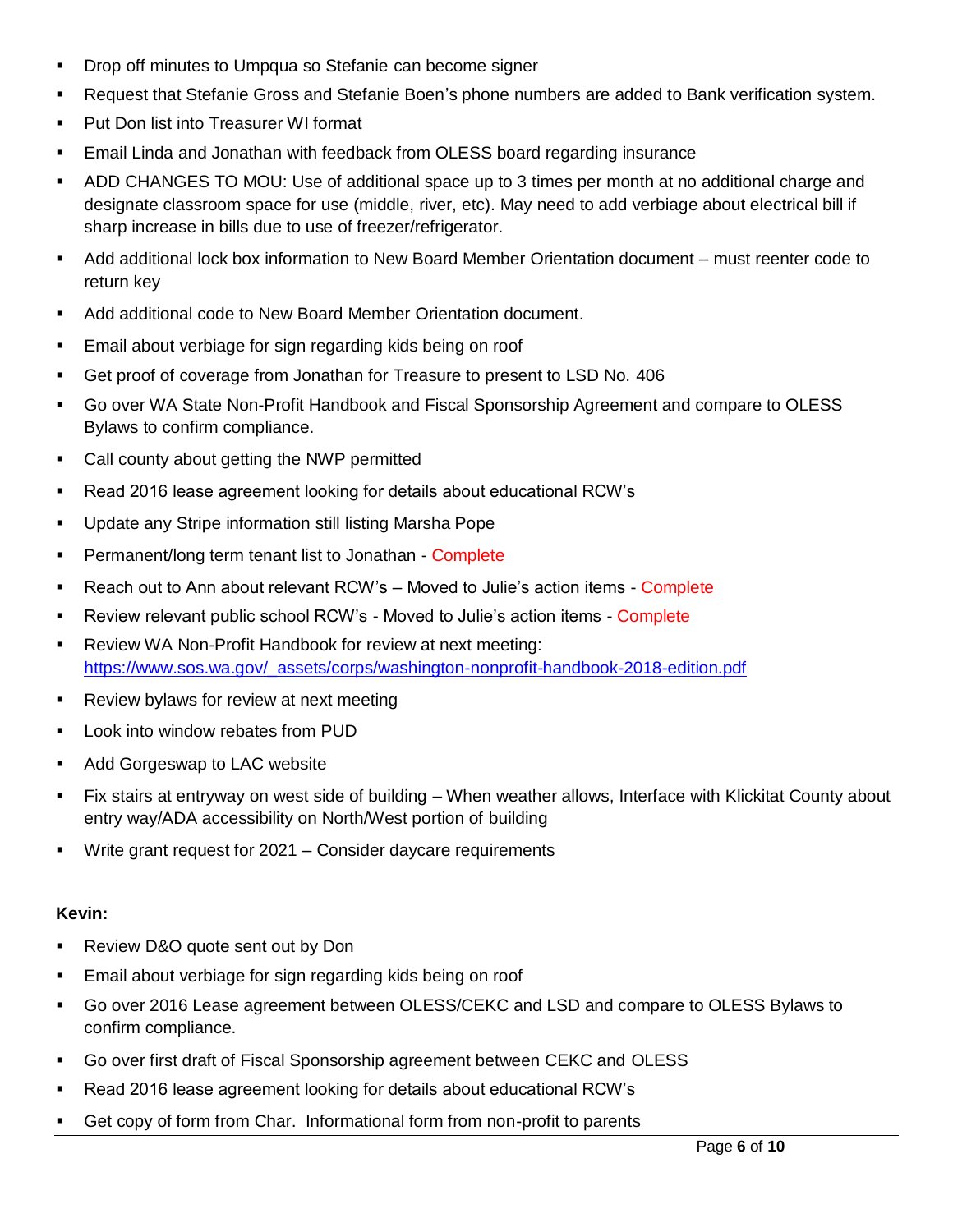- Drop off minutes to Umpqua so Stefanie can become signer
- Request that Stefanie Gross and Stefanie Boen's phone numbers are added to Bank verification system.
- Put Don list into Treasurer WI format
- Email Linda and Jonathan with feedback from OLESS board regarding insurance
- ADD CHANGES TO MOU: Use of additional space up to 3 times per month at no additional charge and designate classroom space for use (middle, river, etc). May need to add verbiage about electrical bill if sharp increase in bills due to use of freezer/refrigerator.
- Add additional lock box information to New Board Member Orientation document – must reenter code to return key
- Add additional code to New Board Member Orientation document.
- Email about verbiage for sign regarding kids being on roof
- Get proof of coverage from Jonathan for Treasure to present to LSD No. 406
- Go over WA State Non-Profit Handbook and Fiscal Sponsorship Agreement and compare to OLESS Bylaws to confirm compliance.
- Call county about getting the NWP permitted
- Read 2016 lease agreement looking for details about educational RCW's
- Update any Stripe information still listing Marsha Pope
- Permanent/long term tenant list to Jonathan - Complete
- Reach out to Ann about relevant RCW's – Moved to Julie's action items - Complete
- Review relevant public school RCW's - Moved to Julie's action items - Complete
- Review WA Non-Profit Handbook for review at next meeting: https://www.sos.wa.gov/_assets/corps/washington-nonprofit-handbook-2018-edition.pdf
- Review bylaws for review at next meeting
- Look into window rebates from PUD
- Add Gorgeswap to LAC website
- Fix stairs at entryway on west side of building – When weather allows, Interface with Klickitat County about entry way/ADA accessibility on North/West portion of building
- Write grant request for 2021 – Consider daycare requirements

**Kevin:**

- Review D&O quote sent out by Don
- Email about verbiage for sign regarding kids being on roof
- Go over 2016 Lease agreement between OLESS/CEKC and LSD and compare to OLESS Bylaws to confirm compliance.
- Go over first draft of Fiscal Sponsorship agreement between CEKC and OLESS
- Read 2016 lease agreement looking for details about educational RCW's
- Get copy of form from Char. Informational form from non-profit to parents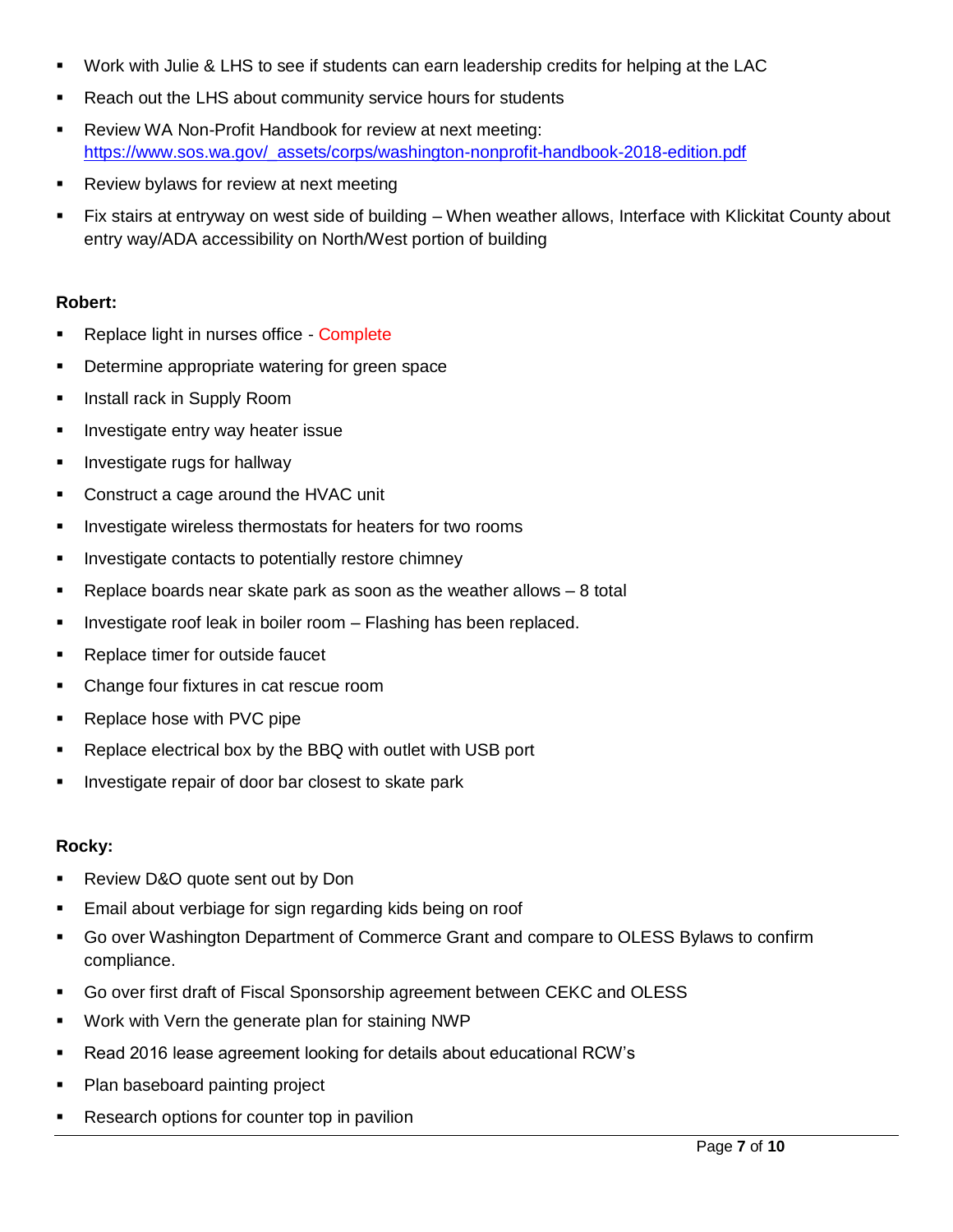- Work with Julie & LHS to see if students can earn leadership credits for helping at the LAC
- Reach out the LHS about community service hours for students
- Review WA Non-Profit Handbook for review at next meeting: https://www.sos.wa.gov/_assets/corps/washington-nonprofit-handbook-2018-edition.pdf
- Review bylaws for review at next meeting
- Fix stairs at entryway on west side of building – When weather allows, Interface with Klickitat County about entry way/ADA accessibility on North/West portion of building

**Robert:**

- Replace light in nurses office - Complete
- Determine appropriate watering for green space
- Install rack in Supply Room
- Investigate entry way heater issue
- Investigate rugs for hallway
- Construct a cage around the HVAC unit
- Investigate wireless thermostats for heaters for two rooms
- Investigate contacts to potentially restore chimney
- Replace boards near skate park as soon as the weather allows – 8 total
- Investigate roof leak in boiler room – Flashing has been replaced.
- Replace timer for outside faucet
- Change four fixtures in cat rescue room
- Replace hose with PVC pipe
- Replace electrical box by the BBQ with outlet with USB port
- Investigate repair of door bar closest to skate park

**Rocky:**

- Review D&O quote sent out by Don
- Email about verbiage for sign regarding kids being on roof
- Go over Washington Department of Commerce Grant and compare to OLESS Bylaws to confirm compliance.
- Go over first draft of Fiscal Sponsorship agreement between CEKC and OLESS
- Work with Vern the generate plan for staining NWP
- Read 2016 lease agreement looking for details about educational RCW's
- Plan baseboard painting project
- Research options for counter top in pavilion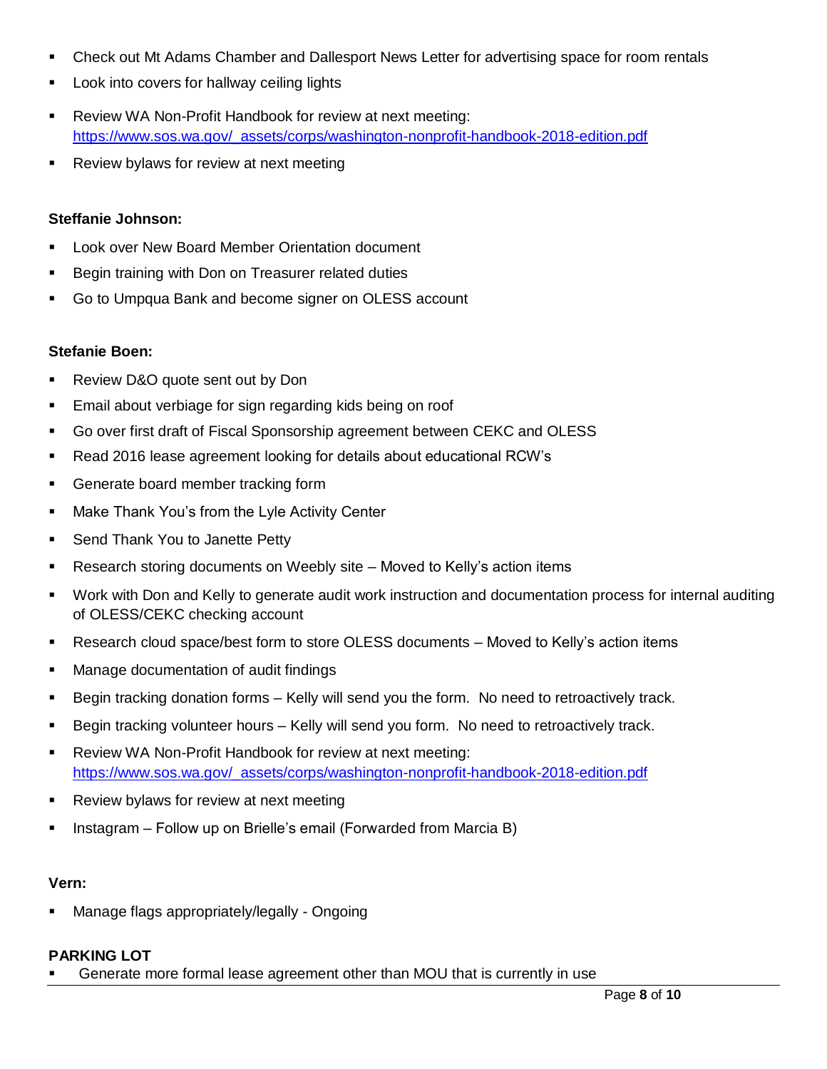- Check out Mt Adams Chamber and Dallesport News Letter for advertising space for room rentals
- Look into covers for hallway ceiling lights
- Review WA Non-Profit Handbook for review at next meeting: https://www.sos.wa.gov/_assets/corps/washington-nonprofit-handbook-2018-edition.pdf
- Review bylaws for review at next meeting

**Steffanie Johnson:**

- Look over New Board Member Orientation document
- Begin training with Don on Treasurer related duties
- Go to Umpqua Bank and become signer on OLESS account

**Stefanie Boen:**

- Review D&O quote sent out by Don
- Email about verbiage for sign regarding kids being on roof
- Go over first draft of Fiscal Sponsorship agreement between CEKC and OLESS
- Read 2016 lease agreement looking for details about educational RCW's
- Generate board member tracking form
- Make Thank You's from the Lyle Activity Center
- Send Thank You to Janette Petty
- Research storing documents on Weebly site – Moved to Kelly's action items
- Work with Don and Kelly to generate audit work instruction and documentation process for internal auditing of OLESS/CEKC checking account
- Research cloud space/best form to store OLESS documents – Moved to Kelly's action items
- Manage documentation of audit findings
- Begin tracking donation forms – Kelly will send you the form. No need to retroactively track.
- Begin tracking volunteer hours – Kelly will send you form. No need to retroactively track.
- Review WA Non-Profit Handbook for review at next meeting: https://www.sos.wa.gov/_assets/corps/washington-nonprofit-handbook-2018-edition.pdf
- Review bylaws for review at next meeting
- Instagram – Follow up on Brielle's email (Forwarded from Marcia B)

**Vern:**

- Manage flags appropriately/legally - Ongoing

**PARKING LOT**

- Generate more formal lease agreement other than MOU that is currently in use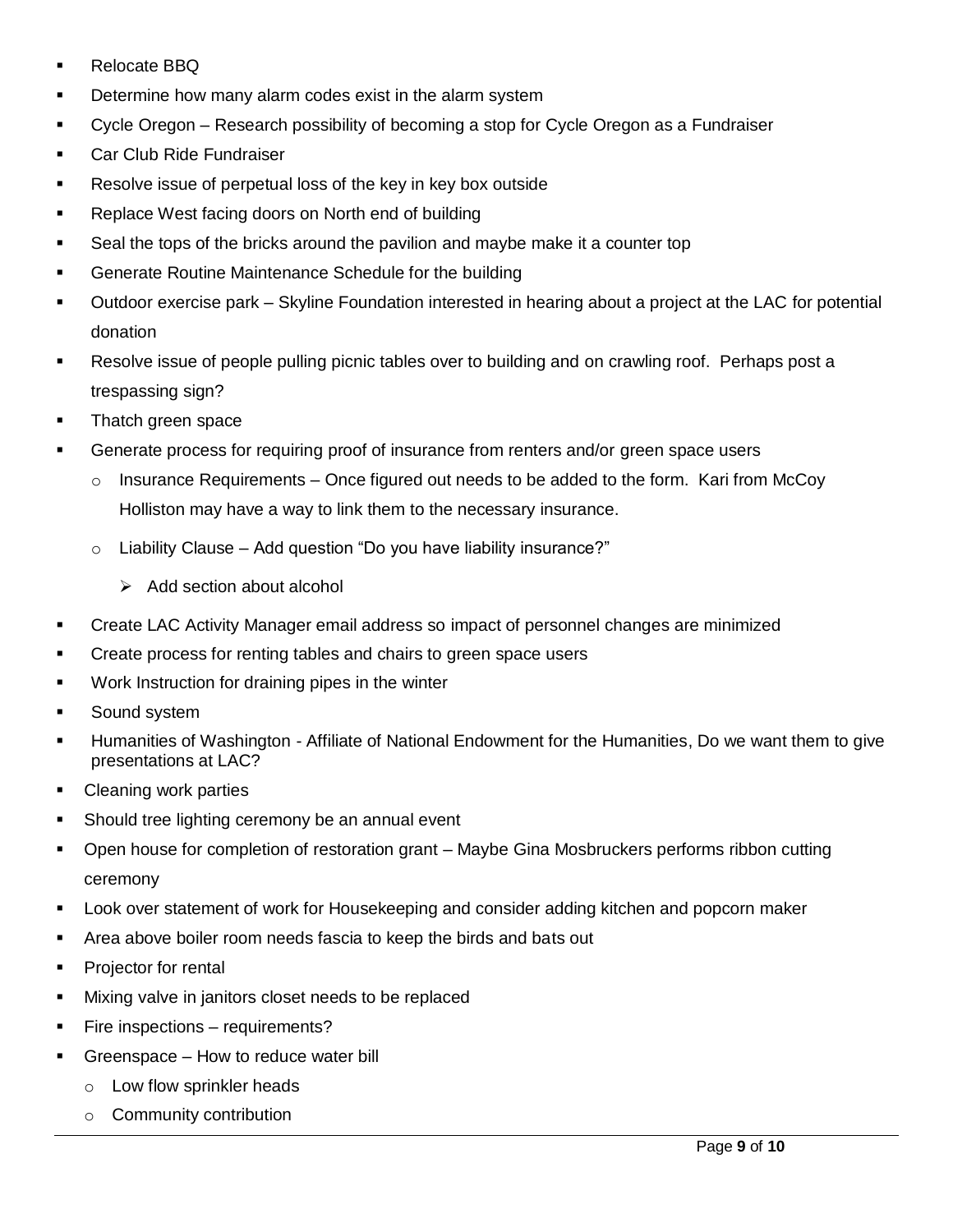- Relocate BBQ
- Determine how many alarm codes exist in the alarm system
- Cycle Oregon – Research possibility of becoming a stop for Cycle Oregon as a Fundraiser
- Car Club Ride Fundraiser
- Resolve issue of perpetual loss of the key in key box outside
- Replace West facing doors on North end of building
- Seal the tops of the bricks around the pavilion and maybe make it a counter top
- Generate Routine Maintenance Schedule for the building
- Outdoor exercise park – Skyline Foundation interested in hearing about a project at the LAC for potential donation
- Resolve issue of people pulling picnic tables over to building and on crawling roof. Perhaps post a trespassing sign?
- Thatch green space
- Generate process for requiring proof of insurance from renters and/or green space users
  - Insurance Requirements – Once figured out needs to be added to the form. Kari from McCoy Holliston may have a way to link them to the necessary insurance.
  - Liability Clause – Add question "Do you have liability insurance?"
    - Add section about alcohol
- Create LAC Activity Manager email address so impact of personnel changes are minimized
- Create process for renting tables and chairs to green space users
- Work Instruction for draining pipes in the winter
- Sound system
- Humanities of Washington - Affiliate of National Endowment for the Humanities, Do we want them to give presentations at LAC?
- Cleaning work parties
- Should tree lighting ceremony be an annual event
- Open house for completion of restoration grant – Maybe Gina Mosbruckers performs ribbon cutting ceremony
- Look over statement of work for Housekeeping and consider adding kitchen and popcorn maker
- Area above boiler room needs fascia to keep the birds and bats out
- Projector for rental
- Mixing valve in janitors closet needs to be replaced
- Fire inspections – requirements?
- Greenspace – How to reduce water bill
  - Low flow sprinkler heads
  - Community contribution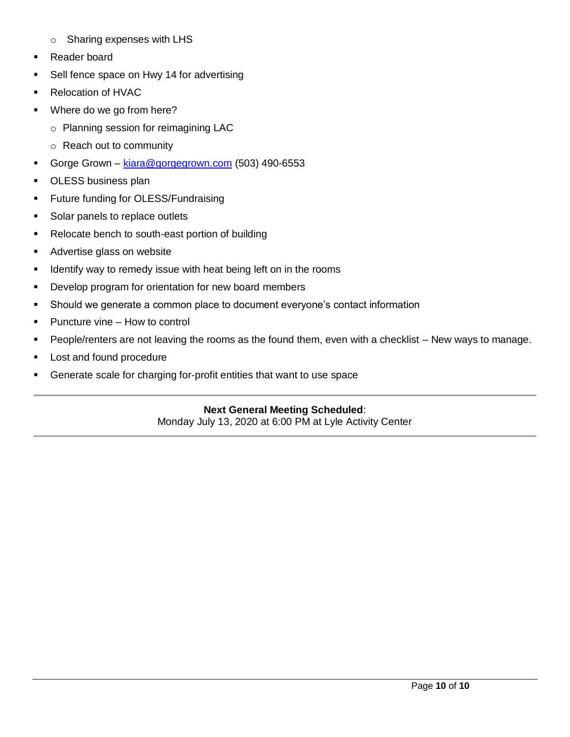- Sharing expenses with LHS
- Reader board
- Sell fence space on Hwy 14 for advertising
- Relocation of HVAC
- Where do we go from here?
  - Planning session for reimagining LAC
  - Reach out to community
- Gorge Grown – [kiara@gorgegrown.com](mailto:kiara@gorgegrown.com) (503) 490-6553
- OLESS business plan
- Future funding for OLESS/Fundraising
- Solar panels to replace outlets
- Relocate bench to south-east portion of building
- Advertise glass on website
- Identify way to remedy issue with heat being left on in the rooms
- Develop program for orientation for new board members
- Should we generate a common place to document everyone's contact information
- Puncture vine – How to control
- People/renters are not leaving the rooms as the found them, even with a checklist – New ways to manage.
- Lost and found procedure
- Generate scale for charging for-profit entities that want to use space

---

**Next General Meeting Scheduled**:
Monday July 13, 2020 at 6:00 PM at Lyle Activity Center

---